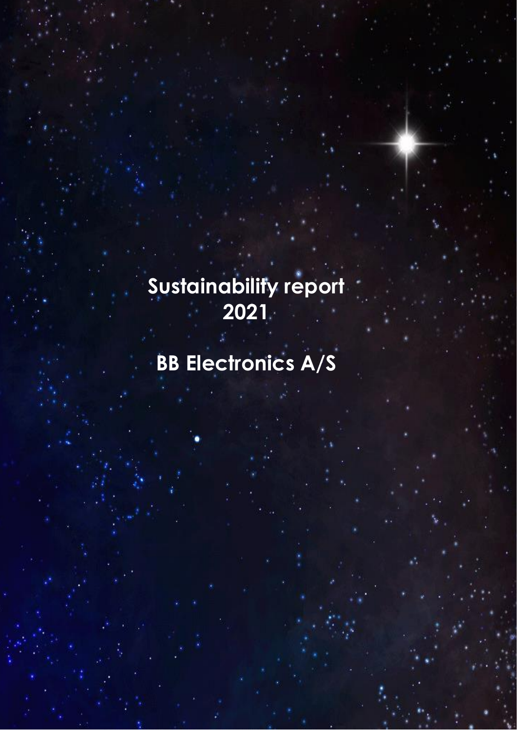# Sustainability report 2021

# BB Electronics A/S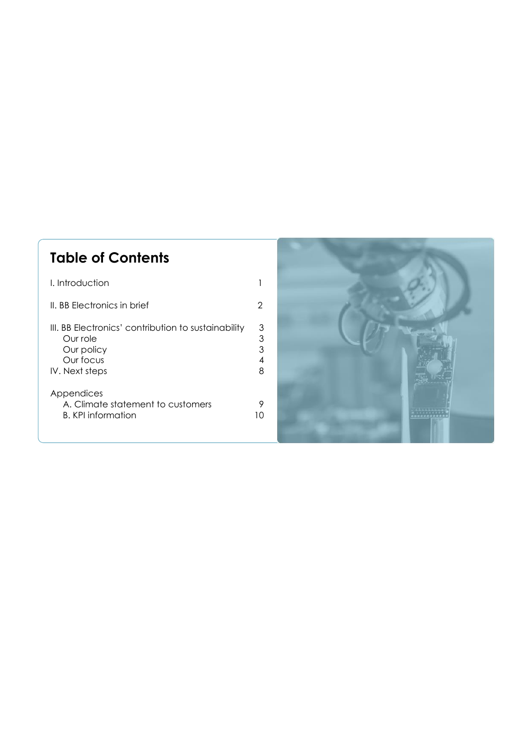# Table of Contents

| | |
|---|---|
| I. Introduction | 1 |
| II. BB Electronics in brief | 2 |
| III. BB Electronics' contribution to sustainability | 3 |
| Our role | 3 |
| Our policy | 3 |
| Our focus | 4 |
| IV. Next steps | 8 |
| Appendices | |
| A. Climate statement to customers | 9 |
| B. KPI information | 10 |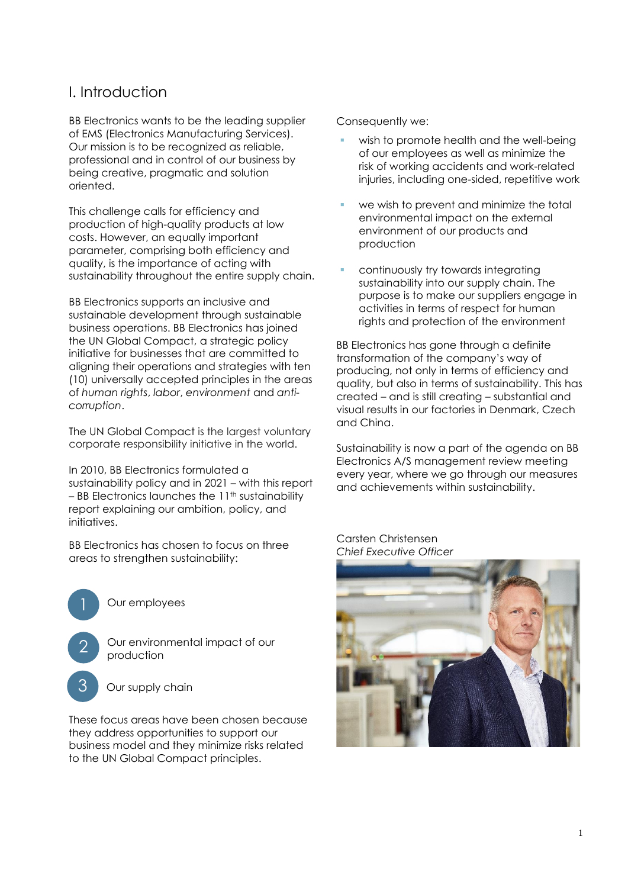# I. Introduction

BB Electronics wants to be the leading supplier of EMS (Electronics Manufacturing Services). Our mission is to be recognized as reliable, professional and in control of our business by being creative, pragmatic and solution oriented.

This challenge calls for efficiency and production of high-quality products at low costs. However, an equally important parameter, comprising both efficiency and quality, is the importance of acting with sustainability throughout the entire supply chain.

BB Electronics supports an inclusive and sustainable development through sustainable business operations. BB Electronics has joined the UN Global Compact, a strategic policy initiative for businesses that are committed to aligning their operations and strategies with ten (10) universally accepted principles in the areas of *human rights*, *labor*, *environment* and *anti-corruption*.

The UN Global Compact is the largest voluntary corporate responsibility initiative in the world.

In 2010, BB Electronics formulated a sustainability policy and in 2021 – with this report – BB Electronics launches the 11th sustainability report explaining our ambition, policy, and initiatives.

BB Electronics has chosen to focus on three areas to strengthen sustainability:

1. Our employees
2. Our environmental impact of our production
3. Our supply chain

These focus areas have been chosen because they address opportunities to support our business model and they minimize risks related to the UN Global Compact principles.

Consequently we:

- wish to promote health and the well-being of our employees as well as minimize the risk of working accidents and work-related injuries, including one-sided, repetitive work
- we wish to prevent and minimize the total environmental impact on the external environment of our products and production
- continuously try towards integrating sustainability into our supply chain. The purpose is to make our suppliers engage in activities in terms of respect for human rights and protection of the environment

BB Electronics has gone through a definite transformation of the company's way of producing, not only in terms of efficiency and quality, but also in terms of sustainability. This has created – and is still creating – substantial and visual results in our factories in Denmark, Czech and China.

Sustainability is now a part of the agenda on BB Electronics A/S management review meeting every year, where we go through our measures and achievements within sustainability.

Carsten Christensen
*Chief Executive Officer*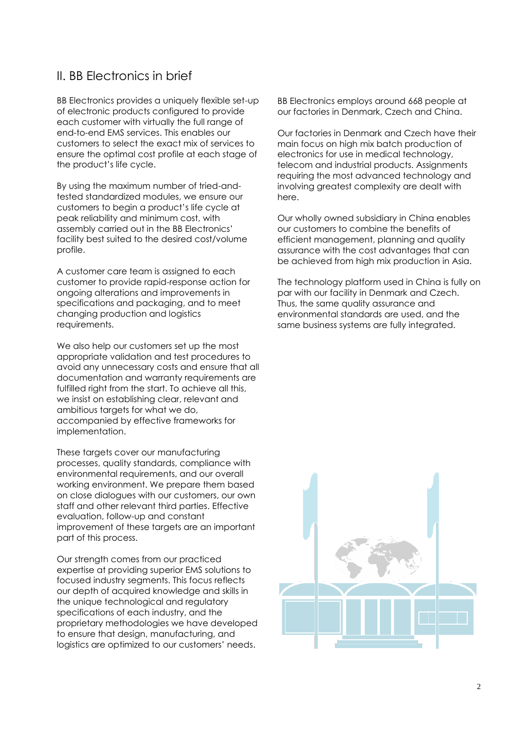## II. BB Electronics in brief

BB Electronics provides a uniquely flexible set-up of electronic products configured to provide each customer with virtually the full range of end-to-end EMS services. This enables our customers to select the exact mix of services to ensure the optimal cost profile at each stage of the product's life cycle.

By using the maximum number of tried-and-tested standardized modules, we ensure our customers to begin a product's life cycle at peak reliability and minimum cost, with assembly carried out in the BB Electronics' facility best suited to the desired cost/volume profile.

A customer care team is assigned to each customer to provide rapid-response action for ongoing alterations and improvements in specifications and packaging, and to meet changing production and logistics requirements.

We also help our customers set up the most appropriate validation and test procedures to avoid any unnecessary costs and ensure that all documentation and warranty requirements are fulfilled right from the start. To achieve all this, we insist on establishing clear, relevant and ambitious targets for what we do, accompanied by effective frameworks for implementation.

These targets cover our manufacturing processes, quality standards, compliance with environmental requirements, and our overall working environment. We prepare them based on close dialogues with our customers, our own staff and other relevant third parties. Effective evaluation, follow-up and constant improvement of these targets are an important part of this process.

Our strength comes from our practiced expertise at providing superior EMS solutions to focused industry segments. This focus reflects our depth of acquired knowledge and skills in the unique technological and regulatory specifications of each industry, and the proprietary methodologies we have developed to ensure that design, manufacturing, and logistics are optimized to our customers' needs.

BB Electronics employs around 668 people at our factories in Denmark, Czech and China.

Our factories in Denmark and Czech have their main focus on high mix batch production of electronics for use in medical technology, telecom and industrial products. Assignments requiring the most advanced technology and involving greatest complexity are dealt with here.

Our wholly owned subsidiary in China enables our customers to combine the benefits of efficient management, planning and quality assurance with the cost advantages that can be achieved from high mix production in Asia.

The technology platform used in China is fully on par with our facility in Denmark and Czech. Thus, the same quality assurance and environmental standards are used, and the same business systems are fully integrated.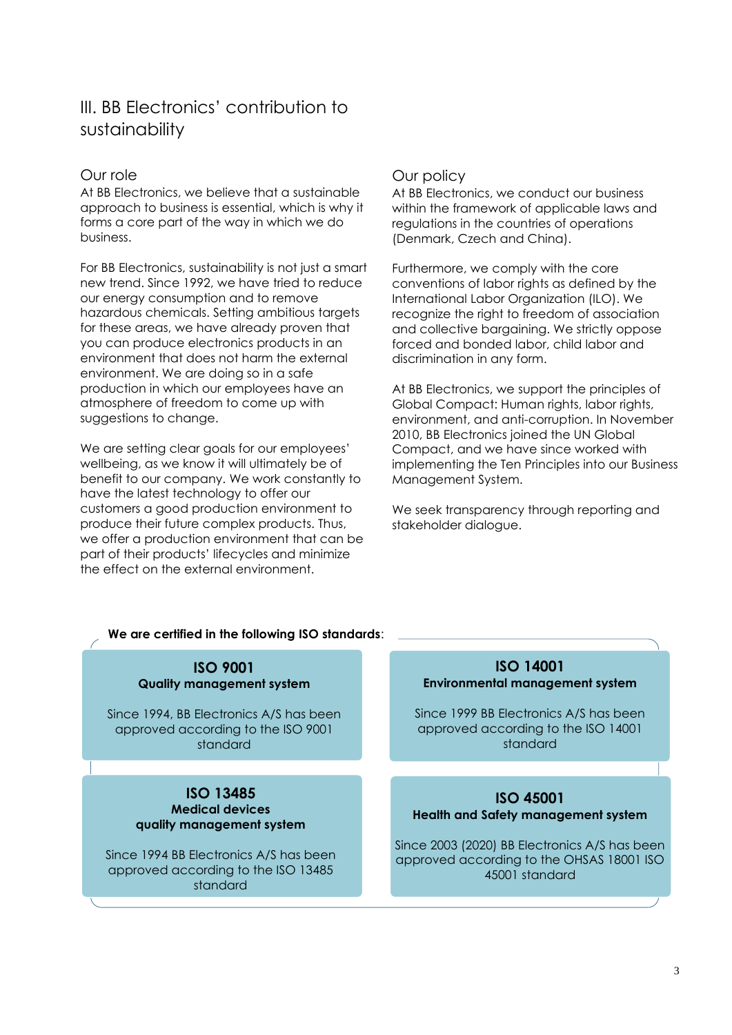# III. BB Electronics' contribution to sustainability

## Our role

At BB Electronics, we believe that a sustainable approach to business is essential, which is why it forms a core part of the way in which we do business.

For BB Electronics, sustainability is not just a smart new trend. Since 1992, we have tried to reduce our energy consumption and to remove hazardous chemicals. Setting ambitious targets for these areas, we have already proven that you can produce electronics products in an environment that does not harm the external environment. We are doing so in a safe production in which our employees have an atmosphere of freedom to come up with suggestions to change.

We are setting clear goals for our employees' wellbeing, as we know it will ultimately be of benefit to our company. We work constantly to have the latest technology to offer our customers a good production environment to produce their future complex products. Thus, we offer a production environment that can be part of their products' lifecycles and minimize the effect on the external environment.

## Our policy

At BB Electronics, we conduct our business within the framework of applicable laws and regulations in the countries of operations (Denmark, Czech and China).

Furthermore, we comply with the core conventions of labor rights as defined by the International Labor Organization (ILO). We recognize the right to freedom of association and collective bargaining. We strictly oppose forced and bonded labor, child labor and discrimination in any form.

At BB Electronics, we support the principles of Global Compact: Human rights, labor rights, environment, and anti-corruption. In November 2010, BB Electronics joined the UN Global Compact, and we have since worked with implementing the Ten Principles into our Business Management System.

We seek transparency through reporting and stakeholder dialogue.

**We are certified in the following ISO standards**:

**ISO 9001**
**Quality management system**

Since 1994, BB Electronics A/S has been approved according to the ISO 9001 standard

**ISO 14001**
**Environmental management system**

Since 1999 BB Electronics A/S has been approved according to the ISO 14001 standard

**ISO 13485**
**Medical devices quality management system**

Since 1994 BB Electronics A/S has been approved according to the ISO 13485 standard

**ISO 45001**
**Health and Safety management system**

Since 2003 (2020) BB Electronics A/S has been approved according to the OHSAS 18001 ISO 45001 standard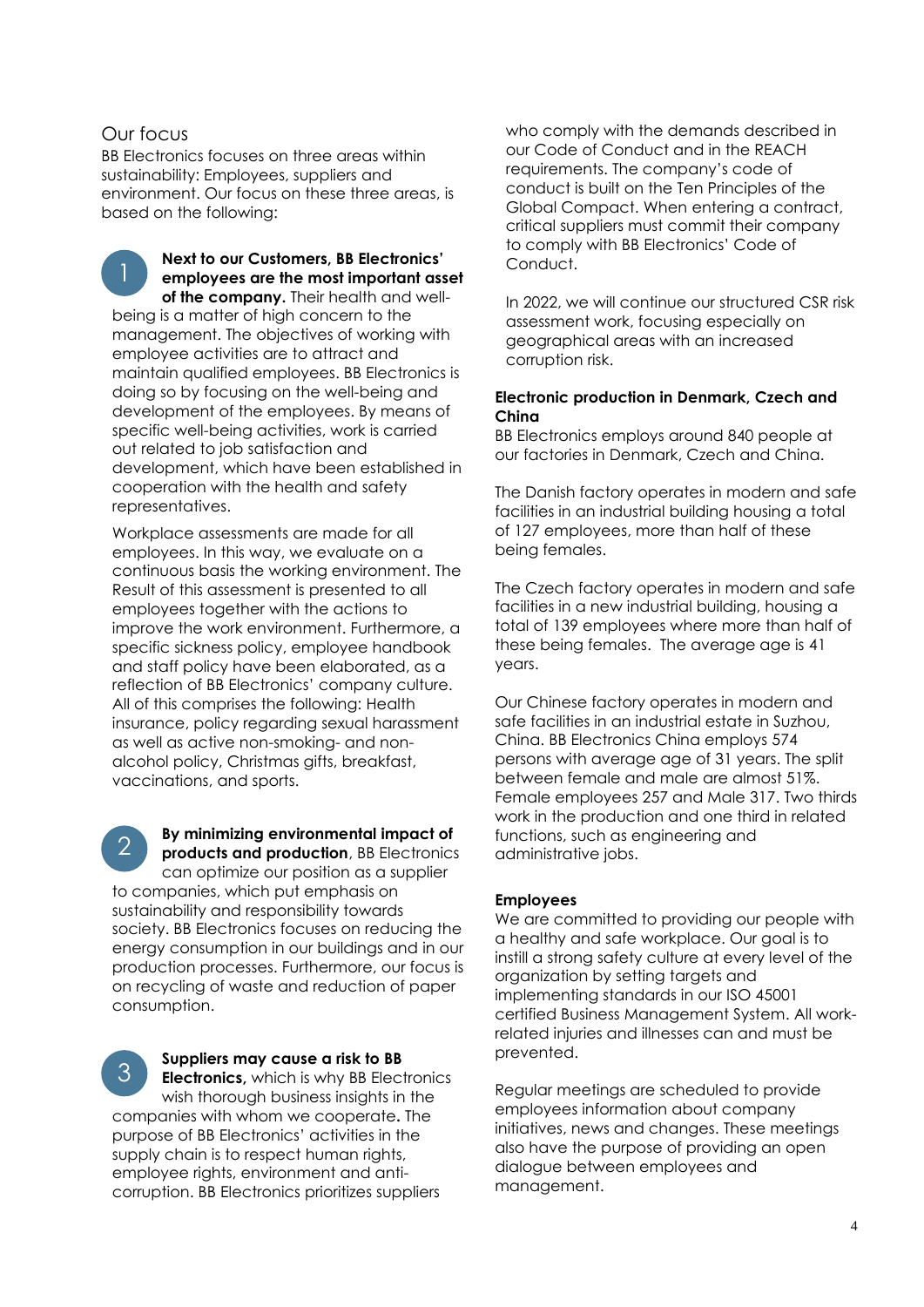## Our focus

BB Electronics focuses on three areas within sustainability: Employees, suppliers and environment. Our focus on these three areas, is based on the following:

1. **Next to our Customers, BB Electronics' employees are the most important asset of the company.** Their health and well-being is a matter of high concern to the management. The objectives of working with employee activities are to attract and maintain qualified employees. BB Electronics is doing so by focusing on the well-being and development of the employees. By means of specific well-being activities, work is carried out related to job satisfaction and development, which have been established in cooperation with the health and safety representatives.

   Workplace assessments are made for all employees. In this way, we evaluate on a continuous basis the working environment. The Result of this assessment is presented to all employees together with the actions to improve the work environment. Furthermore, a specific sickness policy, employee handbook and staff policy have been elaborated, as a reflection of BB Electronics' company culture. All of this comprises the following: Health insurance, policy regarding sexual harassment as well as active non-smoking- and non-alcohol policy, Christmas gifts, breakfast, vaccinations, and sports.

2. **By minimizing environmental impact of products and production**, BB Electronics can optimize our position as a supplier to companies, which put emphasis on sustainability and responsibility towards society. BB Electronics focuses on reducing the energy consumption in our buildings and in our production processes. Furthermore, our focus is on recycling of waste and reduction of paper consumption.

3. **Suppliers may cause a risk to BB Electronics,** which is why BB Electronics wish thorough business insights in the companies with whom we cooperate**.** The purpose of BB Electronics' activities in the supply chain is to respect human rights, employee rights, environment and anti-corruption. BB Electronics prioritizes suppliers who comply with the demands described in our Code of Conduct and in the REACH requirements. The company's code of conduct is built on the Ten Principles of the Global Compact. When entering a contract, critical suppliers must commit their company to comply with BB Electronics' Code of Conduct.

   In 2022, we will continue our structured CSR risk assessment work, focusing especially on geographical areas with an increased corruption risk.

**Electronic production in Denmark, Czech and China**

BB Electronics employs around 840 people at our factories in Denmark, Czech and China.

The Danish factory operates in modern and safe facilities in an industrial building housing a total of 127 employees, more than half of these being females.

The Czech factory operates in modern and safe facilities in a new industrial building, housing a total of 139 employees where more than half of these being females. The average age is 41 years.

Our Chinese factory operates in modern and safe facilities in an industrial estate in Suzhou, China. BB Electronics China employs 574 persons with average age of 31 years. The split between female and male are almost 51%. Female employees 257 and Male 317. Two thirds work in the production and one third in related functions, such as engineering and administrative jobs.

**Employees**

We are committed to providing our people with a healthy and safe workplace. Our goal is to instill a strong safety culture at every level of the organization by setting targets and implementing standards in our ISO 45001 certified Business Management System. All work-related injuries and illnesses can and must be prevented.

Regular meetings are scheduled to provide employees information about company initiatives, news and changes. These meetings also have the purpose of providing an open dialogue between employees and management.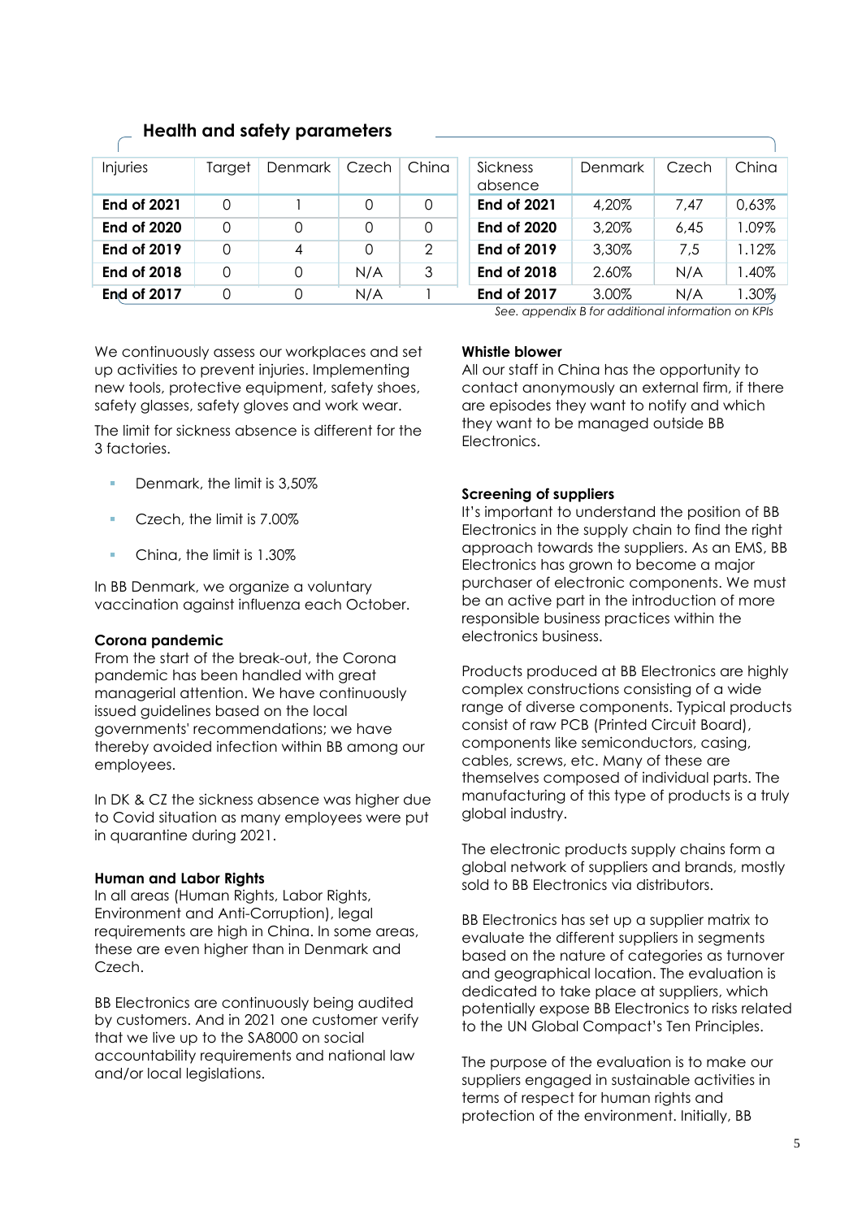## Health and safety parameters

| Injuries | Target | Denmark | Czech | China |
|---|---|---|---|---|
| **End of 2021** | 0 | 1 | 0 | 0 |
| **End of 2020** | 0 | 0 | 0 | 0 |
| **End of 2019** | 0 | 4 | 0 | 2 |
| **End of 2018** | 0 | 0 | N/A | 3 |
| **End of 2017** | 0 | 0 | N/A | 1 |

| Sickness absence | Denmark | Czech | China |
|---|---|---|---|
| **End of 2021** | 4,20% | 7,47 | 0,63% |
| **End of 2020** | 3,20% | 6,45 | 1.09% |
| **End of 2019** | 3,30% | 7,5 | 1.12% |
| **End of 2018** | 2.60% | N/A | 1.40% |
| **End of 2017** | 3.00% | N/A | 1.30% |

*See. appendix B for additional information on KPIs*

We continuously assess our workplaces and set up activities to prevent injuries. Implementing new tools, protective equipment, safety shoes, safety glasses, safety gloves and work wear.

The limit for sickness absence is different for the 3 factories.

- Denmark, the limit is 3,50%
- Czech, the limit is 7.00%
- China, the limit is 1.30%

In BB Denmark, we organize a voluntary vaccination against influenza each October.

**Corona pandemic**

From the start of the break-out, the Corona pandemic has been handled with great managerial attention. We have continuously issued guidelines based on the local governments' recommendations; we have thereby avoided infection within BB among our employees.

In DK & CZ the sickness absence was higher due to Covid situation as many employees were put in quarantine during 2021.

**Human and Labor Rights**

In all areas (Human Rights, Labor Rights, Environment and Anti-Corruption), legal requirements are high in China. In some areas, these are even higher than in Denmark and Czech.

BB Electronics are continuously being audited by customers. And in 2021 one customer verify that we live up to the SA8000 on social accountability requirements and national law and/or local legislations.

**Whistle blower**

All our staff in China has the opportunity to contact anonymously an external firm, if there are episodes they want to notify and which they want to be managed outside BB Electronics.

**Screening of suppliers**

It's important to understand the position of BB Electronics in the supply chain to find the right approach towards the suppliers. As an EMS, BB Electronics has grown to become a major purchaser of electronic components. We must be an active part in the introduction of more responsible business practices within the electronics business.

Products produced at BB Electronics are highly complex constructions consisting of a wide range of diverse components. Typical products consist of raw PCB (Printed Circuit Board), components like semiconductors, casing, cables, screws, etc. Many of these are themselves composed of individual parts. The manufacturing of this type of products is a truly global industry.

The electronic products supply chains form a global network of suppliers and brands, mostly sold to BB Electronics via distributors.

BB Electronics has set up a supplier matrix to evaluate the different suppliers in segments based on the nature of categories as turnover and geographical location. The evaluation is dedicated to take place at suppliers, which potentially expose BB Electronics to risks related to the UN Global Compact's Ten Principles.

The purpose of the evaluation is to make our suppliers engaged in sustainable activities in terms of respect for human rights and protection of the environment. Initially, BB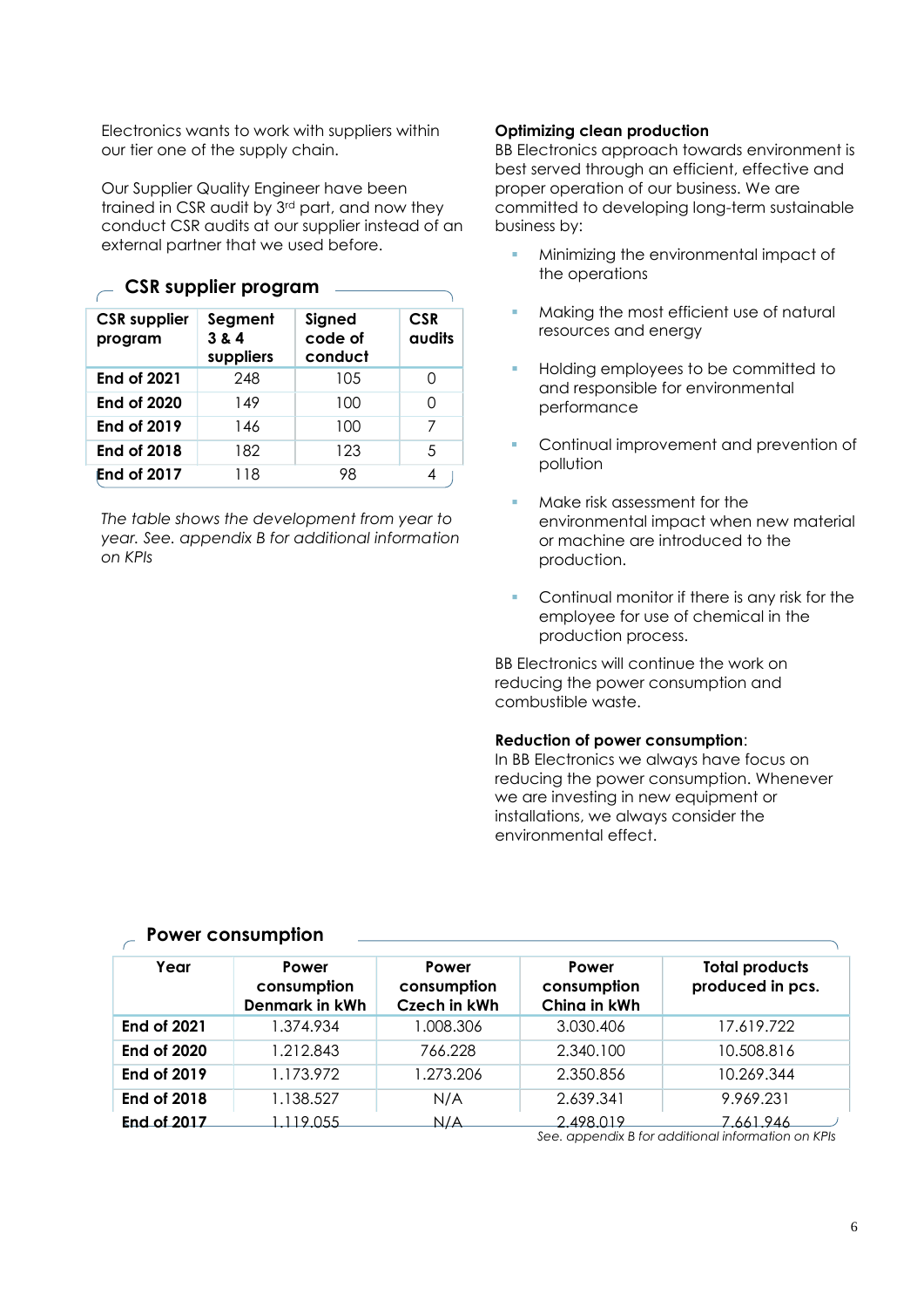Electronics wants to work with suppliers within our tier one of the supply chain.

Our Supplier Quality Engineer have been trained in CSR audit by 3rd part, and now they conduct CSR audit at our supplier instead of an external partner that we used before.

### CSR supplier program

| CSR supplier program | Segment 3 & 4 suppliers | Signed code of conduct | CSR audits |
|---|---|---|---|
| **End of 2021** | 248 | 105 | 0 |
| **End of 2020** | 149 | 100 | 0 |
| **End of 2019** | 146 | 100 | 7 |
| **End of 2018** | 182 | 123 | 5 |
| **End of 2017** | 118 | 98 | 4 |

*The table shows the development from year to year. See. appendix B for additional information on KPIs*

**Optimizing clean production**
BB Electronics approach towards environment is best served through an efficient, effective and proper operation of our business. We are committed to developing long-term sustainable business by:

- Minimizing the environmental impact of the operations
- Making the most efficient use of natural resources and energy
- Holding employees to be committed to and responsible for environmental performance
- Continual improvement and prevention of pollution
- Make risk assessment for the environmental impact when new material or machine are introduced to the production.
- Continual monitor if there is any risk for the employee for use of chemical in the production process.

BB Electronics will continue the work on reducing the power consumption and combustible waste.

**Reduction of power consumption**:
In BB Electronics we always have focus on reducing the power consumption. Whenever we are investing in new equipment or installations, we always consider the environmental effect.

### Power consumption

| Year | Power consumption Denmark in kWh | Power consumption Czech in kWh | Power consumption China in kWh | Total products produced in pcs. |
|---|---|---|---|---|
| **End of 2021** | 1.374.934 | 1.008.306 | 3.030.406 | 17.619.722 |
| **End of 2020** | 1.212.843 | 766.228 | 2.340.100 | 10.508.816 |
| **End of 2019** | 1.173.972 | 1.273.206 | 2.350.856 | 10.269.344 |
| **End of 2018** | 1.138.527 | N/A | 2.639.341 | 9.969.231 |
| **End of 2017** | 1.119.055 | N/A | 2.498.019 | 7.661.946 |

*See. appendix B for additional information on KPIs*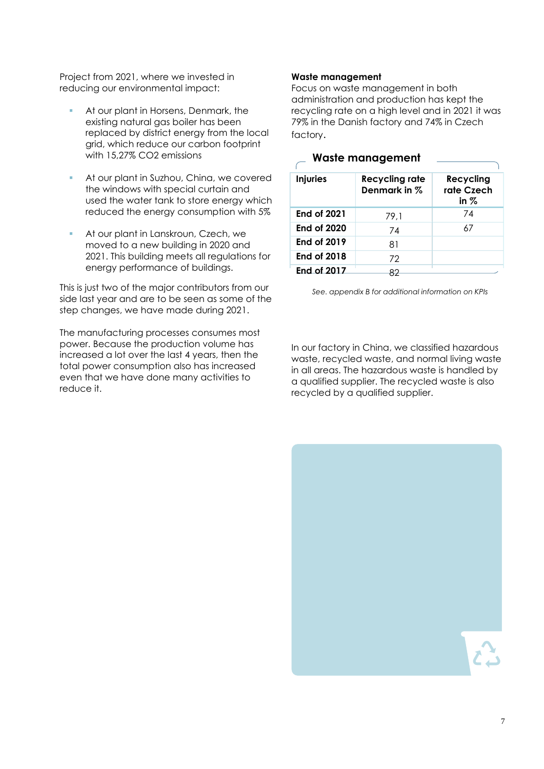Project from 2021, where we invested in reducing our environmental impact:

- At our plant in Horsens, Denmark, the existing natural gas boiler has been replaced by district energy from the local grid, which reduce our carbon footprint with 15,27% CO2 emissions

- At our plant in Suzhou, China, we covered the windows with special curtain and used the water tank to store energy which reduced the energy consumption with 5%

- At our plant in Lanskroun, Czech, we moved to a new building in 2020 and 2021. This building meets all regulations for energy performance of buildings.

This is just two of the major contributors from our side last year and are to be seen as some of the step changes, we have made during 2021.

The manufacturing processes consumes most power. Because the production volume has increased a lot over the last 4 years, then the total power consumption also has increased even that we have done many activities to reduce it.

**Waste management**
Focus on waste management in both administration and production has kept the recycling rate on a high level and in 2021 it was 79% in the Danish factory and 74% in Czech factory.

## Waste management

| Injuries | Recycling rate Denmark in % | Recycling rate Czech in % |
|---|---|---|
| End of 2021 | 79,1 | 74 |
| End of 2020 | 74 | 67 |
| End of 2019 | 81 | |
| End of 2018 | 72 | |
| End of 2017 | 82 | |

*See. appendix B for additional information on KPIs*

In our factory in China, we classified hazardous waste, recycled waste, and normal living waste in all areas. The hazardous waste is handled by a qualified supplier. The recycled waste is also recycled by a qualified supplier.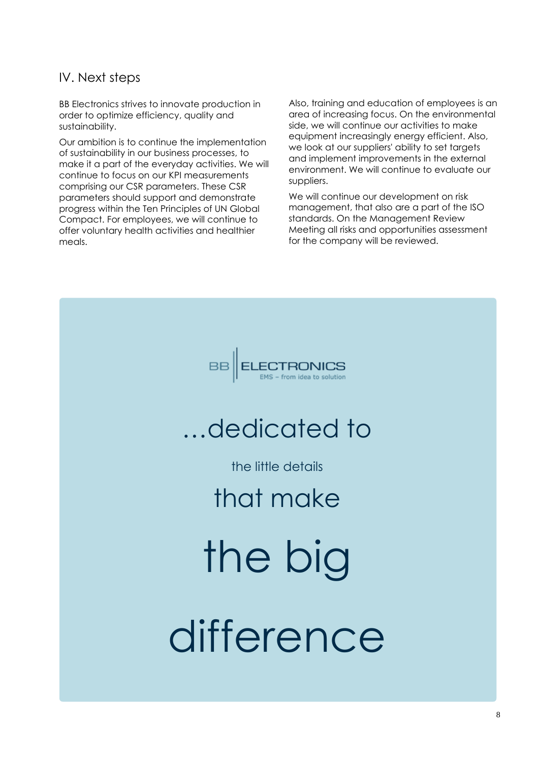## IV. Next steps

BB Electronics strives to innovate production in order to optimize efficiency, quality and sustainability.

Our ambition is to continue the implementation of sustainability in our business processes, to make it a part of the everyday activities. We will continue to focus on our KPI measurements comprising our CSR parameters. These CSR parameters should support and demonstrate progress within the Ten Principles of UN Global Compact. For employees, we will continue to offer voluntary health activities and healthier meals.

Also, training and education of employees is an area of increasing focus. On the environmental side, we will continue our activities to make equipment increasingly energy efficient. Also, we look at our suppliers' ability to set targets and implement improvements in the external environment. We will continue to evaluate our suppliers.

We will continue our development on risk management, that also are a part of the ISO standards. On the Management Review Meeting all risks and opportunities assessment for the company will be reviewed.

BB | ELECTRONICS
EMS – from idea to solution

…dedicated to

the little details

that make

the big

difference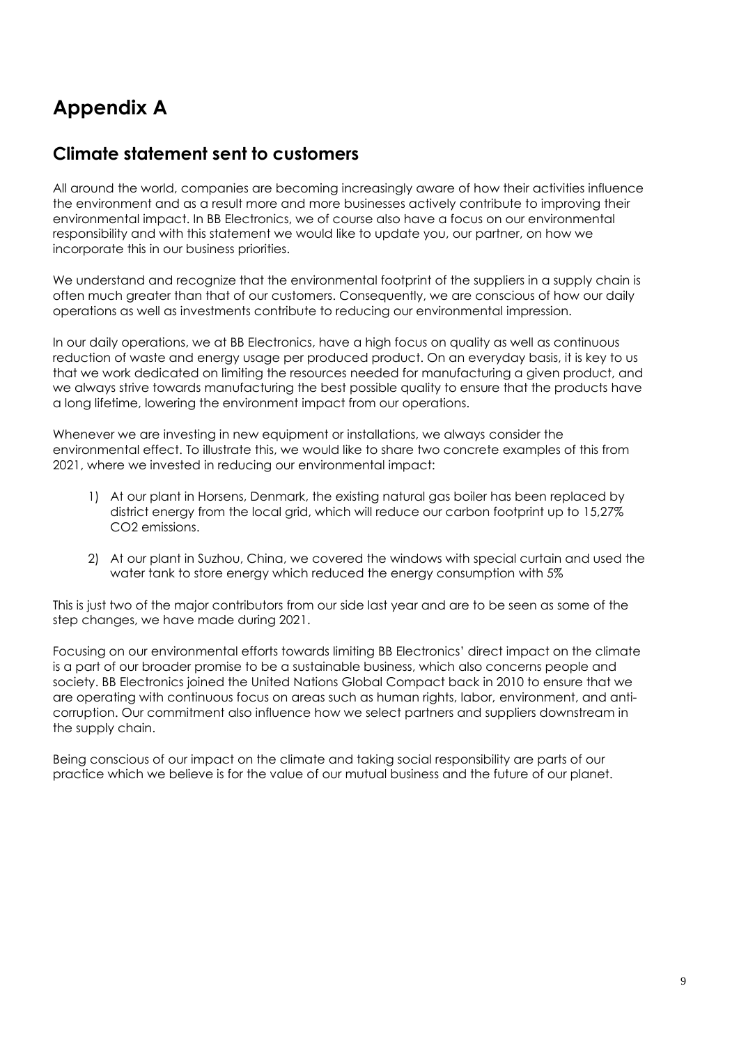# Appendix A

## Climate statement sent to customers

All around the world, companies are becoming increasingly aware of how their activities influence the environment and as a result more and more businesses actively contribute to improving their environmental impact. In BB Electronics, we of course also have a focus on our environmental responsibility and with this statement we would like to update you, our partner, on how we incorporate this in our business priorities.

We understand and recognize that the environmental footprint of the suppliers in a supply chain is often much greater than that of our customers. Consequently, we are conscious of how our daily operations as well as investments contribute to reducing our environmental impression.

In our daily operations, we at BB Electronics, have a high focus on quality as well as continuous reduction of waste and energy usage per produced product. On an everyday basis, it is key to us that we work dedicated on limiting the resources needed for manufacturing a given product, and we always strive towards manufacturing the best possible quality to ensure that the products have a long lifetime, lowering the environment impact from our operations.

Whenever we are investing in new equipment or installations, we always consider the environmental effect. To illustrate this, we would like to share two concrete examples of this from 2021, where we invested in reducing our environmental impact:

1) At our plant in Horsens, Denmark, the existing natural gas boiler has been replaced by district energy from the local grid, which will reduce our carbon footprint up to 15,27% $CO_2$ emissions.

2) At our plant in Suzhou, China, we covered the windows with special curtain and used the water tank to store energy which reduced the energy consumption with 5%

This is just two of the major contributors from our side last year and are to be seen as some of the step changes, we have made during 2021.

Focusing on our environmental efforts towards limiting BB Electronics' direct impact on the climate is a part of our broader promise to be a sustainable business, which also concerns people and society. BB Electronics joined the United Nations Global Compact back in 2010 to ensure that we are operating with continuous focus on areas such as human rights, labor, environment, and anti-corruption. Our commitment also influence how we select partners and suppliers downstream in the supply chain.

Being conscious of our impact on the climate and taking social responsibility are parts of our practice which we believe is for the value of our mutual business and the future of our planet.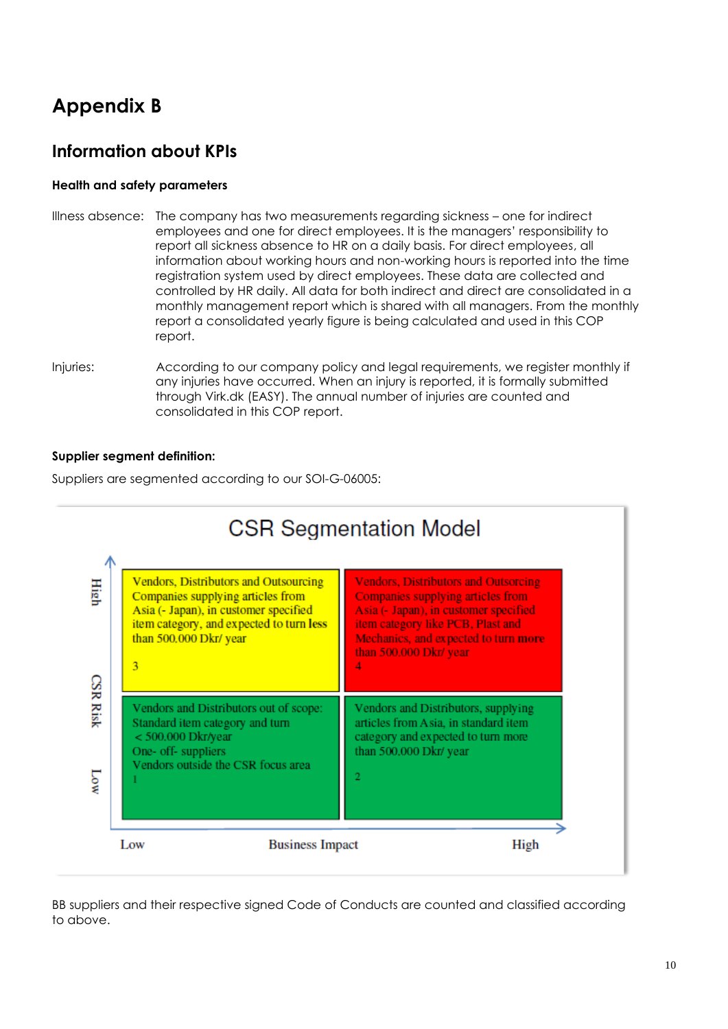# Appendix B

## Information about KPIs

**Health and safety parameters**

Illness absence: The company has two measurements regarding sickness – one for indirect employees and one for direct employees. It is the managers' responsibility to report all sickness absence to HR on a daily basis. For direct employees, all information about working hours and non-working hours is reported into the time registration system used by direct employees. These data are collected and controlled by HR daily. All data for both indirect and direct are consolidated in a monthly management report which is shared with all managers. From the monthly report a consolidated yearly figure is being calculated and used in this COP report.

Injuries: According to our company policy and legal requirements, we register monthly if any injuries have occurred. When an injury is reported, it is formally submitted through Virk.dk (EASY). The annual number of injuries are counted and consolidated in this COP report.

**Supplier segment definition:**

Suppliers are segmented according to our SOI-G-06005:

**CSR Segmentation Model**

| CSR Risk | Low Business Impact | High Business Impact |
|---|---|---|
| High | Vendors, Distributors and Outsourcing Companies supplying articles from Asia (- Japan), in customer specified item category, and expected to turn less than 500.000 Dkr/ year<br>3 | Vendors, Distributors and Outsourcing Companies supplying articles from Asia (- Japan), in customer specified item category like PCB, Plast and Mechanics, and expected to turn more than 500.000 Dkr/ year<br>4 |
| Low | Vendors and Distributors out of scope:<br>Standard item category and turn < 500.000 Dkr/year<br>One- off- suppliers<br>Vendors outside the CSR focus area<br>1 | Vendors and Distributors, supplying articles from Asia, in standard item category and expected to turn more than 500.000 Dkr/ year<br>2 |

BB suppliers and their respective signed Code of Conducts are counted and classified according to above.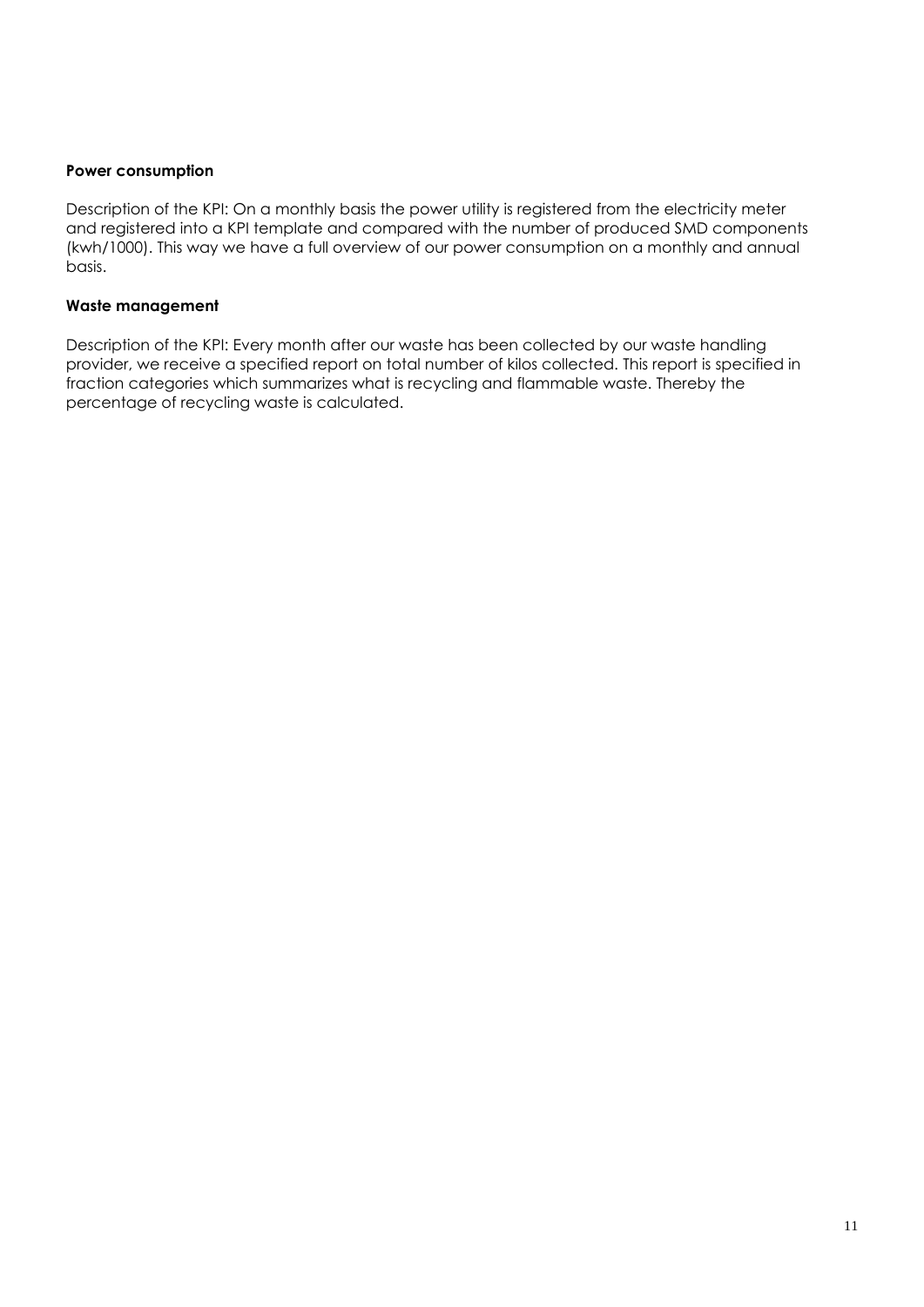**Power consumption**

Description of the KPI: On a monthly basis the power utility is registered from the electricity meter and registered into a KPI template and compared with the number of produced SMD components (kwh/1000). This way we have a full overview of our power consumption on a monthly and annual basis.

**Waste management**

Description of the KPI: Every month after our waste has been collected by our waste handling provider, we receive a specified report on total number of kilos collected. This report is specified in fraction categories which summarizes what is recycling and flammable waste. Thereby the percentage of recycling waste is calculated.